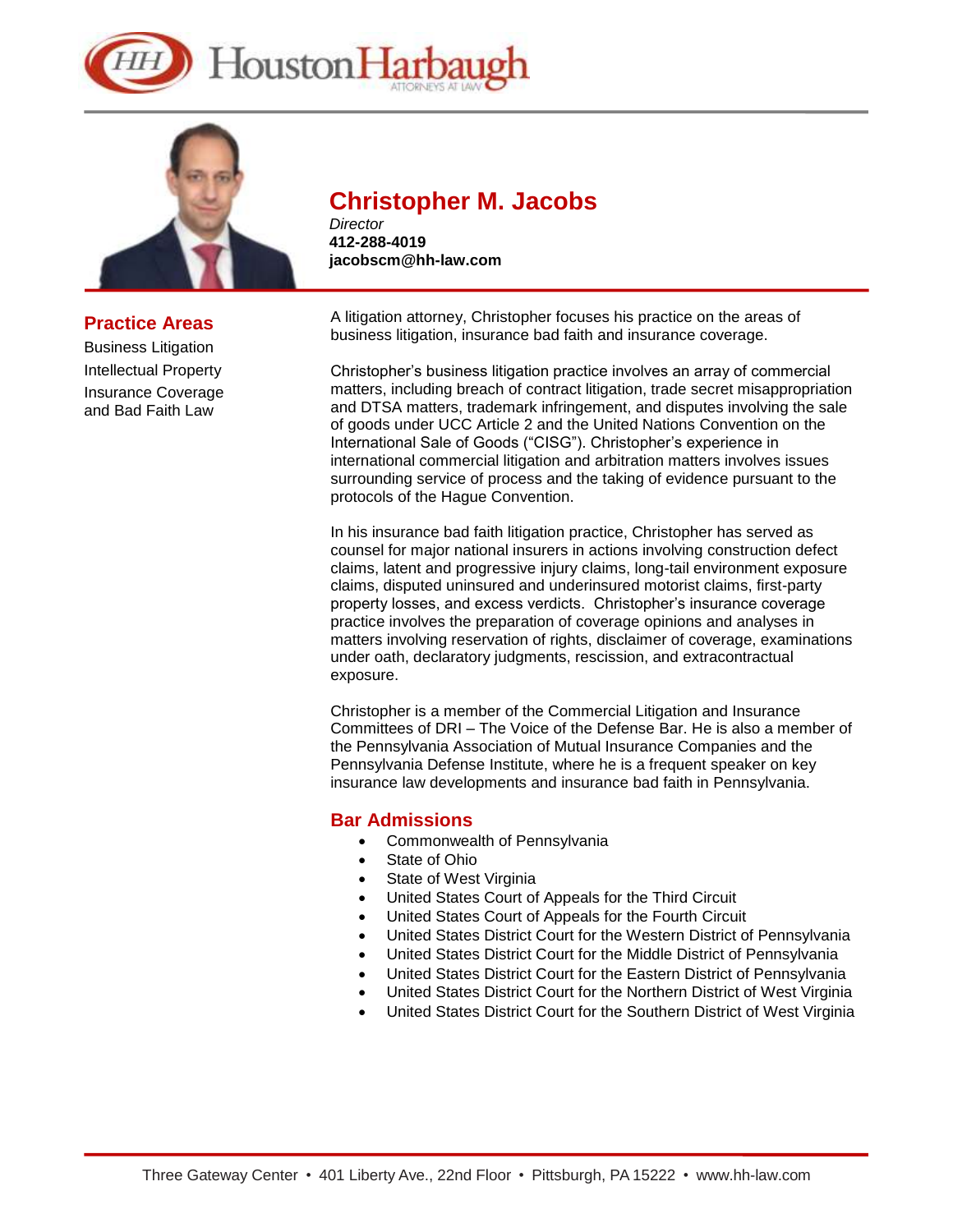HoustonHarbaugh

ATTORNEYS AT LAW

# Christopher M. Jacobs

*Director*

**412-288-4019**

**jacobscm@hh-law.com**

## Practice Areas

Business Litigation

Intellectual Property

Insurance Coverage and Bad Faith Law

A litigation attorney, Christopher focuses his practice on the areas of business litigation, insurance bad faith and insurance coverage.

Christopher's business litigation practice involves an array of commercial matters, including breach of contract litigation, trade secret misappropriation and DTSA matters, trademark infringement, and disputes involving the sale of goods under UCC Article 2 and the United Nations Convention on the International Sale of Goods ("CISG"). Christopher's experience in international commercial litigation and arbitration matters involves issues surrounding service of process and the taking of evidence pursuant to the protocols of the Hague Convention.

In his insurance bad faith litigation practice, Christopher has served as counsel for major national insurers in actions involving construction defect claims, latent and progressive injury claims, long-tail environment exposure claims, disputed uninsured and underinsured motorist claims, first-party property losses, and excess verdicts. Christopher's insurance coverage practice involves the preparation of coverage opinions and analyses in matters involving reservation of rights, disclaimer of coverage, examinations under oath, declaratory judgments, rescission, and extracontractual exposure.

Christopher is a member of the Commercial Litigation and Insurance Committees of DRI – The Voice of the Defense Bar. He is also a member of the Pennsylvania Association of Mutual Insurance Companies and the Pennsylvania Defense Institute, where he is a frequent speaker on key insurance law developments and insurance bad faith in Pennsylvania.

## Bar Admissions

- Commonwealth of Pennsylvania
- State of Ohio
- State of West Virginia
- United States Court of Appeals for the Third Circuit
- United States Court of Appeals for the Fourth Circuit
- United States District Court for the Western District of Pennsylvania
- United States District Court for the Middle District of Pennsylvania
- United States District Court for the Eastern District of Pennsylvania
- United States District Court for the Northern District of West Virginia
- United States District Court for the Southern District of West Virginia

Three Gateway Center • 401 Liberty Ave., 22nd Floor • Pittsburgh, PA 15222 • www.hh-law.com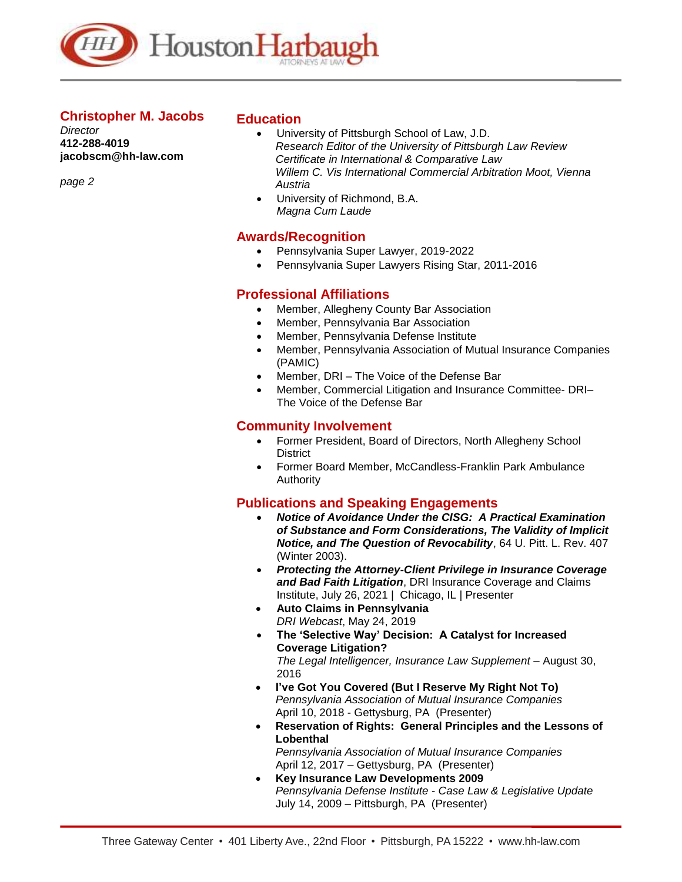**Christopher M. Jacobs**
*Director*
**412-288-4019**
**jacobscm@hh-law.com**

## Education

- University of Pittsburgh School of Law, J.D.
  *Research Editor of the University of Pittsburgh Law Review*
  *Certificate in International & Comparative Law*
  *Willem C. Vis International Commercial Arbitration Moot, Vienna Austria*
- University of Richmond, B.A.
  *Magna Cum Laude*

## Awards/Recognition

- Pennsylvania Super Lawyer, 2019-2022
- Pennsylvania Super Lawyers Rising Star, 2011-2016

## Professional Affiliations

- Member, Allegheny County Bar Association
- Member, Pennsylvania Bar Association
- Member, Pennsylvania Defense Institute
- Member, Pennsylvania Association of Mutual Insurance Companies (PAMIC)
- Member, DRI – The Voice of the Defense Bar
- Member, Commercial Litigation and Insurance Committee- DRI– The Voice of the Defense Bar

## Community Involvement

- Former President, Board of Directors, North Allegheny School District
- Former Board Member, McCandless-Franklin Park Ambulance Authority

## Publications and Speaking Engagements

- ***Notice of Avoidance Under the CISG: A Practical Examination of Substance and Form Considerations, The Validity of Implicit Notice, and The Question of Revocability***, 64 U. Pitt. L. Rev. 407 (Winter 2003).
- ***Protecting the Attorney-Client Privilege in Insurance Coverage and Bad Faith Litigation***, DRI Insurance Coverage and Claims Institute, July 26, 2021 | Chicago, IL | Presenter
- **Auto Claims in Pennsylvania**
  *DRI Webcast*, May 24, 2019
- **The 'Selective Way' Decision: A Catalyst for Increased Coverage Litigation?**
  *The Legal Intelligencer, Insurance Law Supplement* – August 30, 2016
- **I've Got You Covered (But I Reserve My Right Not To)**
  *Pennsylvania Association of Mutual Insurance Companies*
  April 10, 2018 - Gettysburg, PA (Presenter)
- **Reservation of Rights: General Principles and the Lessons of Lobenthal**
  *Pennsylvania Association of Mutual Insurance Companies*
  April 12, 2017 – Gettysburg, PA (Presenter)
- **Key Insurance Law Developments 2009**
  *Pennsylvania Defense Institute - Case Law & Legislative Update*
  July 14, 2009 – Pittsburgh, PA (Presenter)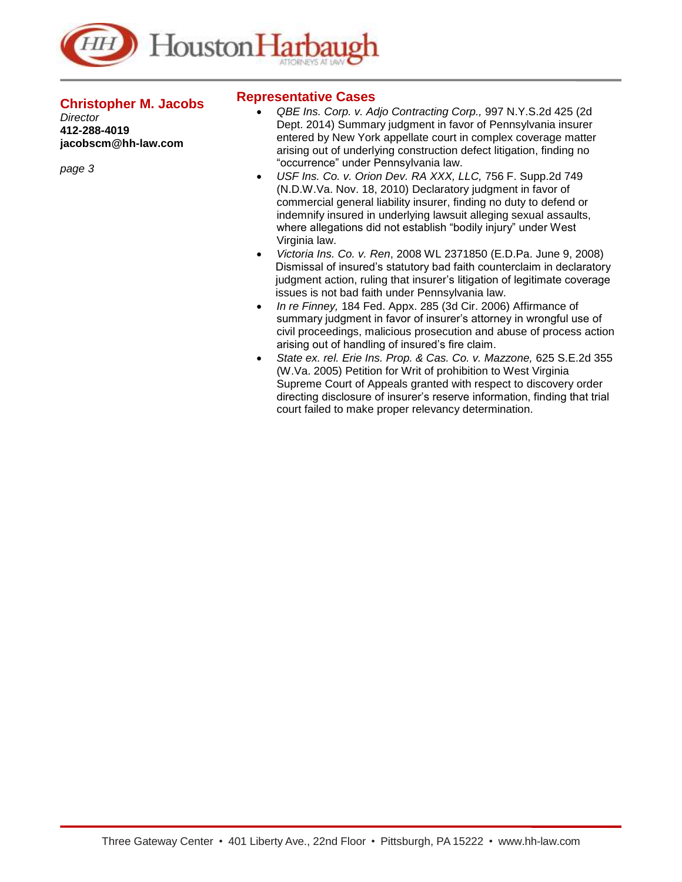**Christopher M. Jacobs**
*Director*
**412-288-4019**
**jacobscm@hh-law.com**

## Representative Cases

- *QBE Ins. Corp. v. Adjo Contracting Corp.,* 997 N.Y.S.2d 425 (2d Dept. 2014) Summary judgment in favor of Pennsylvania insurer entered by New York appellate court in complex coverage matter arising out of underlying construction defect litigation, finding no "occurrence" under Pennsylvania law.
- *USF Ins. Co. v. Orion Dev. RA XXX, LLC,* 756 F. Supp.2d 749 (N.D.W.Va. Nov. 18, 2010) Declaratory judgment in favor of commercial general liability insurer, finding no duty to defend or indemnify insured in underlying lawsuit alleging sexual assaults, where allegations did not establish "bodily injury" under West Virginia law.
- *Victoria Ins. Co. v. Ren*, 2008 WL 2371850 (E.D.Pa. June 9, 2008) Dismissal of insured's statutory bad faith counterclaim in declaratory judgment action, ruling that insurer's litigation of legitimate coverage issues is not bad faith under Pennsylvania law.
- *In re Finney,* 184 Fed. Appx. 285 (3d Cir. 2006) Affirmance of summary judgment in favor of insurer's attorney in wrongful use of civil proceedings, malicious prosecution and abuse of process action arising out of handling of insured's fire claim.
- *State ex. rel. Erie Ins. Prop. & Cas. Co. v. Mazzone,* 625 S.E.2d 355 (W.Va. 2005) Petition for Writ of prohibition to West Virginia Supreme Court of Appeals granted with respect to discovery order directing disclosure of insurer's reserve information, finding that trial court failed to make proper relevancy determination.